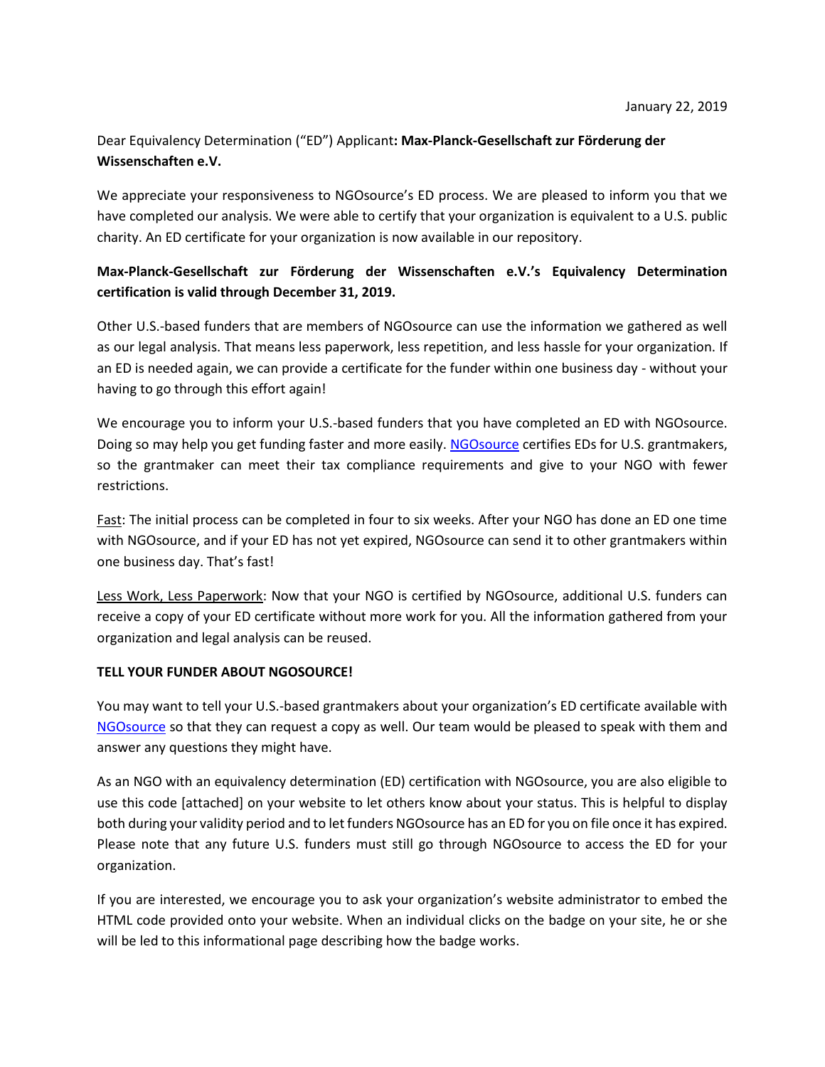January 22, 2019

Dear Equivalency Determination ("ED") Applicant**: Max-Planck-Gesellschaft zur Förderung der Wissenschaften e.V.**

We appreciate your responsiveness to NGOsource's ED process. We are pleased to inform you that we have completed our analysis. We were able to certify that your organization is equivalent to a U.S. public charity. An ED certificate for your organization is now available in our repository.

**Max-Planck-Gesellschaft zur Förderung der Wissenschaften e.V.'s Equivalency Determination certification is valid through December 31, 2019.**

Other U.S.-based funders that are members of NGOsource can use the information we gathered as well as our legal analysis. That means less paperwork, less repetition, and less hassle for your organization. If an ED is needed again, we can provide a certificate for the funder within one business day - without your having to go through this effort again!

We encourage you to inform your U.S.-based funders that you have completed an ED with NGOsource. Doing so may help you get funding faster and more easily. NGOsource certifies EDs for U.S. grantmakers, so the grantmaker can meet their tax compliance requirements and give to your NGO with fewer restrictions.

Fast: The initial process can be completed in four to six weeks. After your NGO has done an ED one time with NGOsource, and if your ED has not yet expired, NGOsource can send it to other grantmakers within one business day. That's fast!

Less Work, Less Paperwork: Now that your NGO is certified by NGOsource, additional U.S. funders can receive a copy of your ED certificate without more work for you. All the information gathered from your organization and legal analysis can be reused.

**TELL YOUR FUNDER ABOUT NGOSOURCE!**

You may want to tell your U.S.-based grantmakers about your organization's ED certificate available with NGOsource so that they can request a copy as well. Our team would be pleased to speak with them and answer any questions they might have.

As an NGO with an equivalency determination (ED) certification with NGOsource, you are also eligible to use this code [attached] on your website to let others know about your status. This is helpful to display both during your validity period and to let funders NGOsource has an ED for you on file once it has expired. Please note that any future U.S. funders must still go through NGOsource to access the ED for your organization.

If you are interested, we encourage you to ask your organization's website administrator to embed the HTML code provided onto your website. When an individual clicks on the badge on your site, he or she will be led to this informational page describing how the badge works.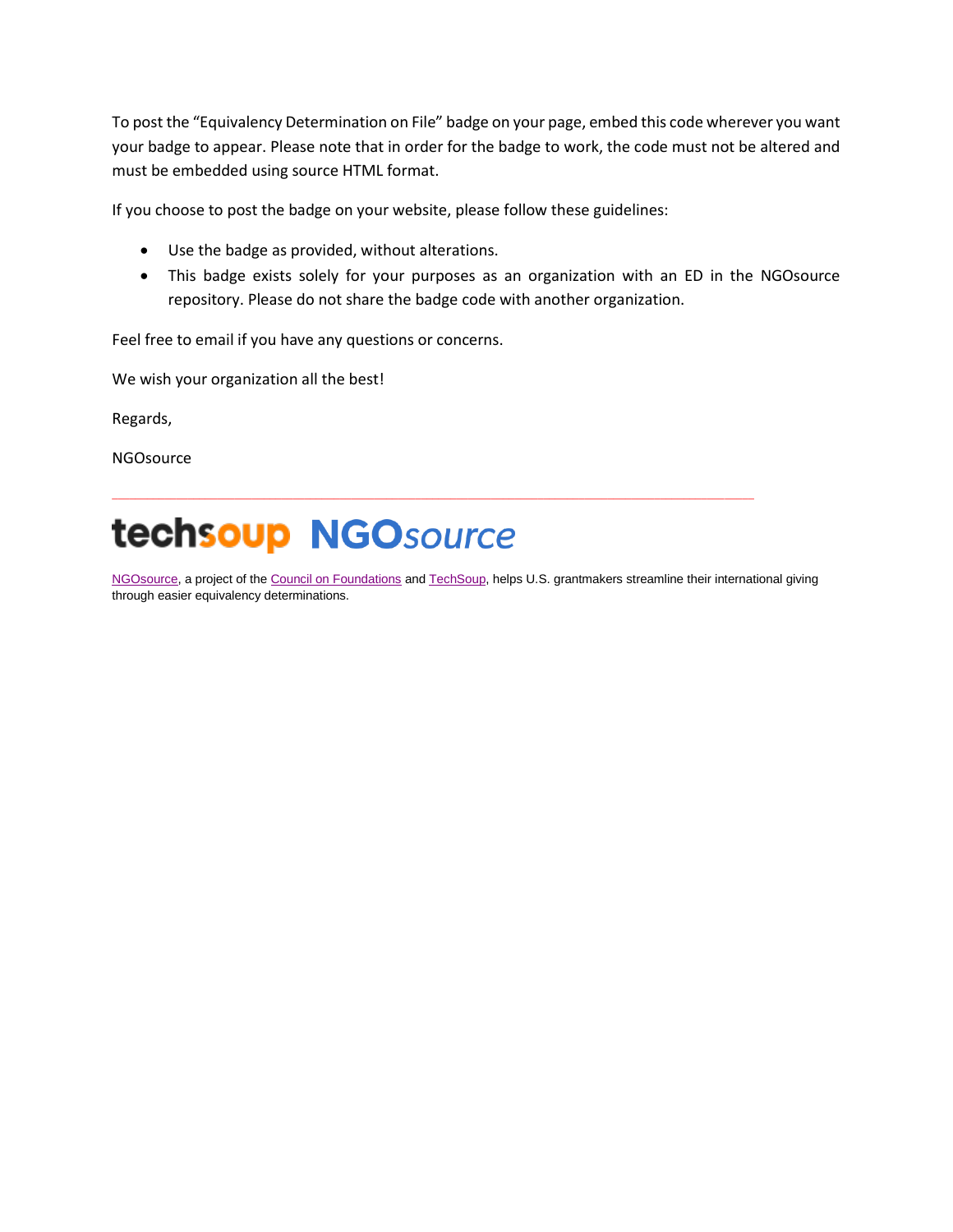To post the "Equivalency Determination on File" badge on your page, embed this code wherever you want your badge to appear. Please note that in order for the badge to work, the code must not be altered and must be embedded using source HTML format.

If you choose to post the badge on your website, please follow these guidelines:

- Use the badge as provided, without alterations.
- This badge exists solely for your purposes as an organization with an ED in the NGOsource repository. Please do not share the badge code with another organization.

Feel free to email if you have any questions or concerns.

We wish your organization all the best!

Regards,

NGOsource

---

techsoup NGOsource

NGOsource, a project of the Council on Foundations and TechSoup, helps U.S. grantmakers streamline their international giving through easier equivalency determinations.